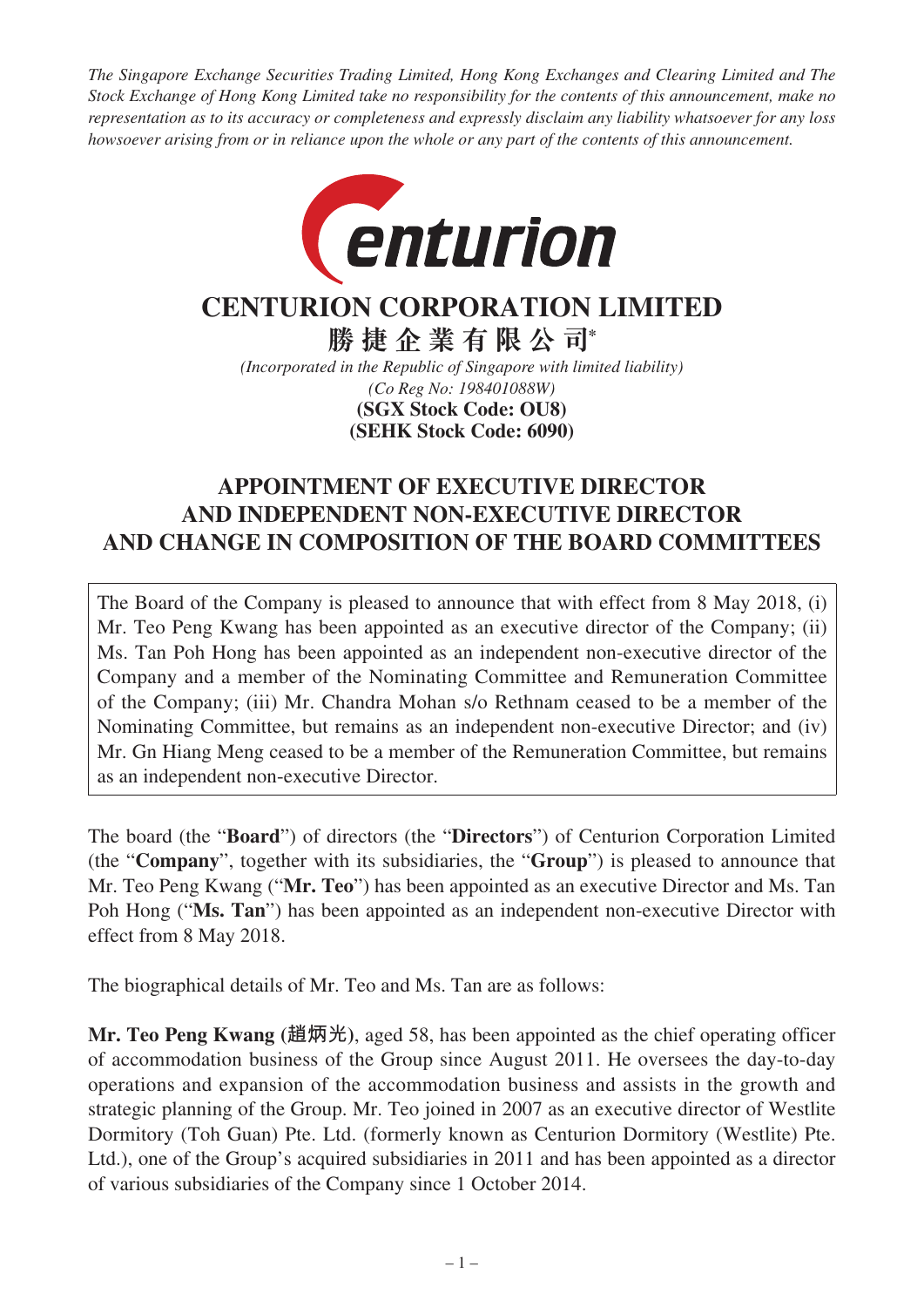*The Singapore Exchange Securities Trading Limited, Hong Kong Exchanges and Clearing Limited and The Stock Exchange of Hong Kong Limited take no responsibility for the contents of this announcement, make no representation as to its accuracy or completeness and expressly disclaim any liability whatsoever for any loss howsoever arising from or in reliance upon the whole or any part of the contents of this announcement.*

# CENTURION CORPORATION LIMITED

**勝捷企業有限公司***

*(Incorporated in the Republic of Singapore with limited liability)*
*(Co Reg No: 198401088W)*
**(SGX Stock Code: OU8)**
**(SEHK Stock Code: 6090)**

## APPOINTMENT OF EXECUTIVE DIRECTOR AND INDEPENDENT NON-EXECUTIVE DIRECTOR AND CHANGE IN COMPOSITION OF THE BOARD COMMITTEES

The Board of the Company is pleased to announce that with effect from 8 May 2018, (i) Mr. Teo Peng Kwang has been appointed as an executive director of the Company; (ii) Ms. Tan Poh Hong has been appointed as an independent non-executive director of the Company and a member of the Nominating Committee and Remuneration Committee of the Company; (iii) Mr. Chandra Mohan s/o Rethnam ceased to be a member of the Nominating Committee, but remains as an independent non-executive Director; and (iv) Mr. Gn Hiang Meng ceased to be a member of the Remuneration Committee, but remains as an independent non-executive Director.

The board (the "**Board**") of directors (the "**Directors**") of Centurion Corporation Limited (the "**Company**", together with its subsidiaries, the "**Group**") is pleased to announce that Mr. Teo Peng Kwang ("**Mr. Teo**") has been appointed as an executive Director and Ms. Tan Poh Hong ("**Ms. Tan**") has been appointed as an independent non-executive Director with effect from 8 May 2018.

The biographical details of Mr. Teo and Ms. Tan are as follows:

**Mr. Teo Peng Kwang (趙炳光)**, aged 58, has been appointed as the chief operating officer of accommodation business of the Group since August 2011. He oversees the day-to-day operations and expansion of the accommodation business and assists in the growth and strategic planning of the Group. Mr. Teo joined in 2007 as an executive director of Westlite Dormitory (Toh Guan) Pte. Ltd. (formerly known as Centurion Dormitory (Westlite) Pte. Ltd.), one of the Group's acquired subsidiaries in 2011 and has been appointed as a director of various subsidiaries of the Company since 1 October 2014.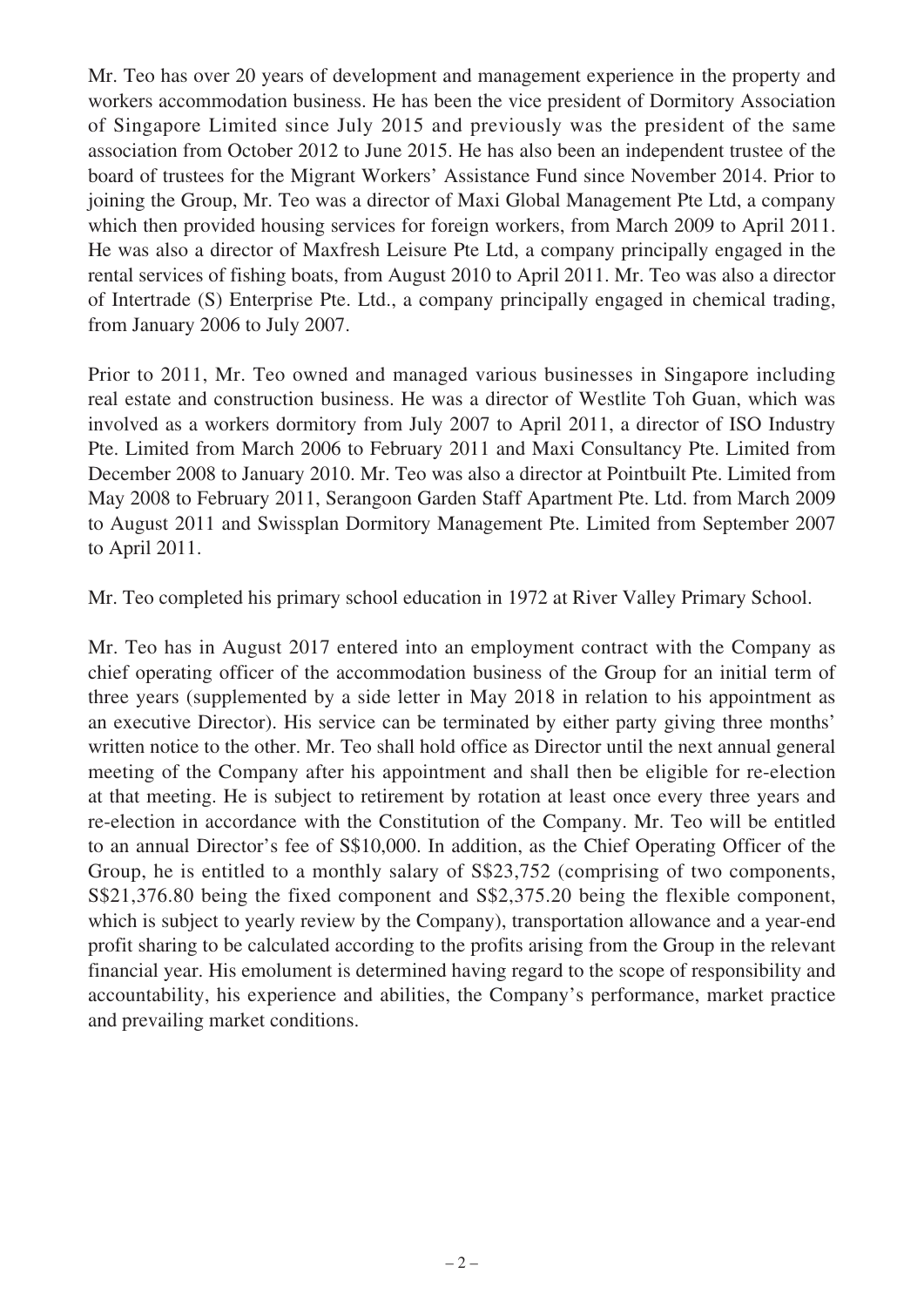Mr. Teo has over 20 years of development and management experience in the property and workers accommodation business. He has been the vice president of Dormitory Association of Singapore Limited since July 2015 and previously was the president of the same association from October 2012 to June 2015. He has also been an independent trustee of the board of trustees for the Migrant Workers' Assistance Fund since November 2014. Prior to joining the Group, Mr. Teo was a director of Maxi Global Management Pte Ltd, a company which then provided housing services for foreign workers, from March 2009 to April 2011. He was also a director of Maxfresh Leisure Pte Ltd, a company principally engaged in the rental services of fishing boats, from August 2010 to April 2011. Mr. Teo was also a director of Intertrade (S) Enterprise Pte. Ltd., a company principally engaged in chemical trading, from January 2006 to July 2007.

Prior to 2011, Mr. Teo owned and managed various businesses in Singapore including real estate and construction business. He was a director of Westlite Toh Guan, which was involved as a workers dormitory from July 2007 to April 2011, a director of ISO Industry Pte. Limited from March 2006 to February 2011 and Maxi Consultancy Pte. Limited from December 2008 to January 2010. Mr. Teo was also a director at Pointbuilt Pte. Limited from May 2008 to February 2011, Serangoon Garden Staff Apartment Pte. Ltd. from March 2009 to August 2011 and Swissplan Dormitory Management Pte. Limited from September 2007 to April 2011.

Mr. Teo completed his primary school education in 1972 at River Valley Primary School.

Mr. Teo has in August 2017 entered into an employment contract with the Company as chief operating officer of the accommodation business of the Group for an initial term of three years (supplemented by a side letter in May 2018 in relation to his appointment as an executive Director). His service can be terminated by either party giving three months' written notice to the other. Mr. Teo shall hold office as Director until the next annual general meeting of the Company after his appointment and shall then be eligible for re-election at that meeting. He is subject to retirement by rotation at least once every three years and re-election in accordance with the Constitution of the Company. Mr. Teo will be entitled to an annual Director's fee of S$10,000. In addition, as the Chief Operating Officer of the Group, he is entitled to a monthly salary of S$23,752 (comprising of two components, S$21,376.80 being the fixed component and S$2,375.20 being the flexible component, which is subject to yearly review by the Company), transportation allowance and a year-end profit sharing to be calculated according to the profits arising from the Group in the relevant financial year. His emolument is determined having regard to the scope of responsibility and accountability, his experience and abilities, the Company's performance, market practice and prevailing market conditions.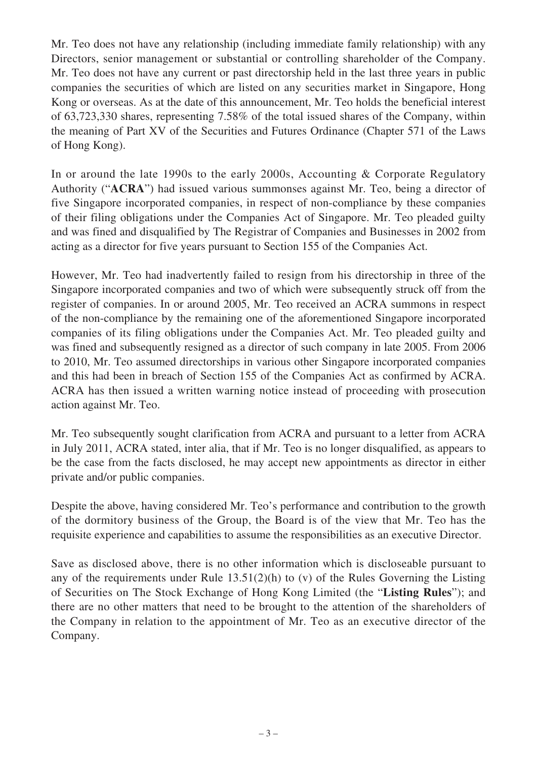Mr. Teo does not have any relationship (including immediate family relationship) with any Directors, senior management or substantial or controlling shareholder of the Company. Mr. Teo does not have any current or past directorship held in the last three years in public companies the securities of which are listed on any securities market in Singapore, Hong Kong or overseas. As at the date of this announcement, Mr. Teo holds the beneficial interest of 63,723,330 shares, representing 7.58% of the total issued shares of the Company, within the meaning of Part XV of the Securities and Futures Ordinance (Chapter 571 of the Laws of Hong Kong).

In or around the late 1990s to the early 2000s, Accounting & Corporate Regulatory Authority ("**ACRA**") had issued various summonses against Mr. Teo, being a director of five Singapore incorporated companies, in respect of non-compliance by these companies of their filing obligations under the Companies Act of Singapore. Mr. Teo pleaded guilty and was fined and disqualified by The Registrar of Companies and Businesses in 2002 from acting as a director for five years pursuant to Section 155 of the Companies Act.

However, Mr. Teo had inadvertently failed to resign from his directorship in three of the Singapore incorporated companies and two of which were subsequently struck off from the register of companies. In or around 2005, Mr. Teo received an ACRA summons in respect of the non-compliance by the remaining one of the aforementioned Singapore incorporated companies of its filing obligations under the Companies Act. Mr. Teo pleaded guilty and was fined and subsequently resigned as a director of such company in late 2005. From 2006 to 2010, Mr. Teo assumed directorships in various other Singapore incorporated companies and this had been in breach of Section 155 of the Companies Act as confirmed by ACRA. ACRA has then issued a written warning notice instead of proceeding with prosecution action against Mr. Teo.

Mr. Teo subsequently sought clarification from ACRA and pursuant to a letter from ACRA in July 2011, ACRA stated, inter alia, that if Mr. Teo is no longer disqualified, as appears to be the case from the facts disclosed, he may accept new appointments as director in either private and/or public companies.

Despite the above, having considered Mr. Teo's performance and contribution to the growth of the dormitory business of the Group, the Board is of the view that Mr. Teo has the requisite experience and capabilities to assume the responsibilities as an executive Director.

Save as disclosed above, there is no other information which is discloseable pursuant to any of the requirements under Rule 13.51(2)(h) to (v) of the Rules Governing the Listing of Securities on The Stock Exchange of Hong Kong Limited (the "**Listing Rules**"); and there are no other matters that need to be brought to the attention of the shareholders of the Company in relation to the appointment of Mr. Teo as an executive director of the Company.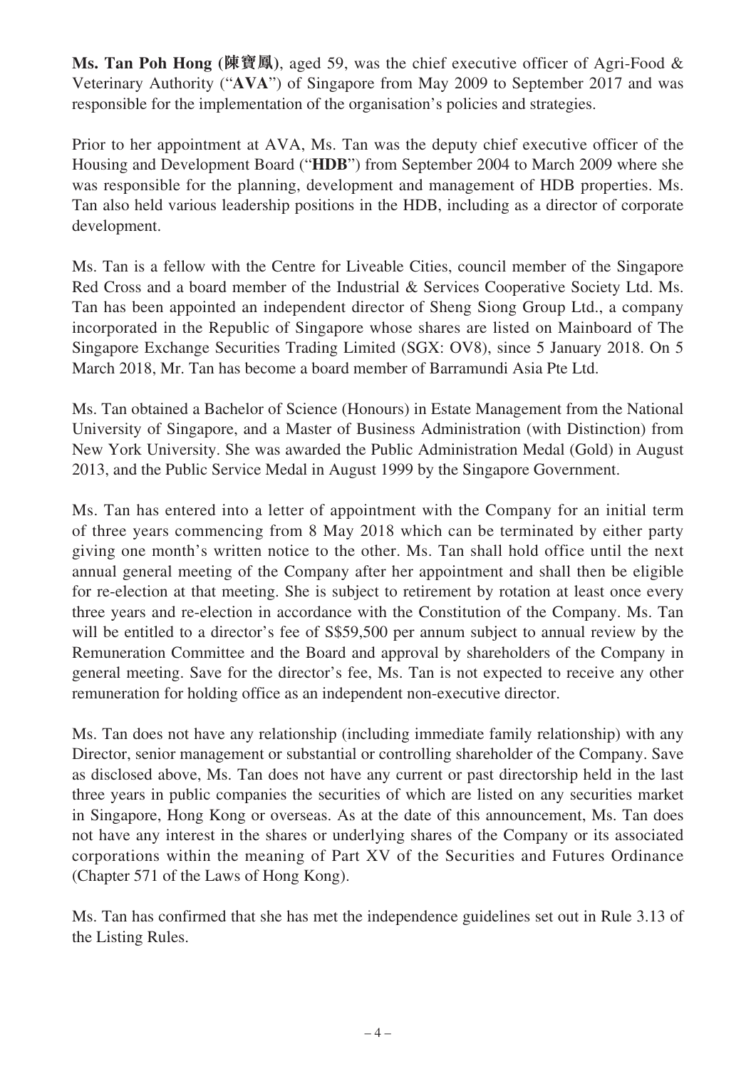**Ms. Tan Poh Hong (陳寶鳳)**, aged 59, was the chief executive officer of Agri-Food & Veterinary Authority ("**AVA**") of Singapore from May 2009 to September 2017 and was responsible for the implementation of the organisation's policies and strategies.

Prior to her appointment at AVA, Ms. Tan was the deputy chief executive officer of the Housing and Development Board ("**HDB**") from September 2004 to March 2009 where she was responsible for the planning, development and management of HDB properties. Ms. Tan also held various leadership positions in the HDB, including as a director of corporate development.

Ms. Tan is a fellow with the Centre for Liveable Cities, council member of the Singapore Red Cross and a board member of the Industrial & Services Cooperative Society Ltd. Ms. Tan has been appointed an independent director of Sheng Siong Group Ltd., a company incorporated in the Republic of Singapore whose shares are listed on Mainboard of The Singapore Exchange Securities Trading Limited (SGX: OV8), since 5 January 2018. On 5 March 2018, Mr. Tan has become a board member of Barramundi Asia Pte Ltd.

Ms. Tan obtained a Bachelor of Science (Honours) in Estate Management from the National University of Singapore, and a Master of Business Administration (with Distinction) from New York University. She was awarded the Public Administration Medal (Gold) in August 2013, and the Public Service Medal in August 1999 by the Singapore Government.

Ms. Tan has entered into a letter of appointment with the Company for an initial term of three years commencing from 8 May 2018 which can be terminated by either party giving one month's written notice to the other. Ms. Tan shall hold office until the next annual general meeting of the Company after her appointment and shall then be eligible for re-election at that meeting. She is subject to retirement by rotation at least once every three years and re-election in accordance with the Constitution of the Company. Ms. Tan will be entitled to a director's fee of S$59,500 per annum subject to annual review by the Remuneration Committee and the Board and approval by shareholders of the Company in general meeting. Save for the director's fee, Ms. Tan is not expected to receive any other remuneration for holding office as an independent non-executive director.

Ms. Tan does not have any relationship (including immediate family relationship) with any Director, senior management or substantial or controlling shareholder of the Company. Save as disclosed above, Ms. Tan does not have any current or past directorship held in the last three years in public companies the securities of which are listed on any securities market in Singapore, Hong Kong or overseas. As at the date of this announcement, Ms. Tan does not have any interest in the shares or underlying shares of the Company or its associated corporations within the meaning of Part XV of the Securities and Futures Ordinance (Chapter 571 of the Laws of Hong Kong).

Ms. Tan has confirmed that she has met the independence guidelines set out in Rule 3.13 of the Listing Rules.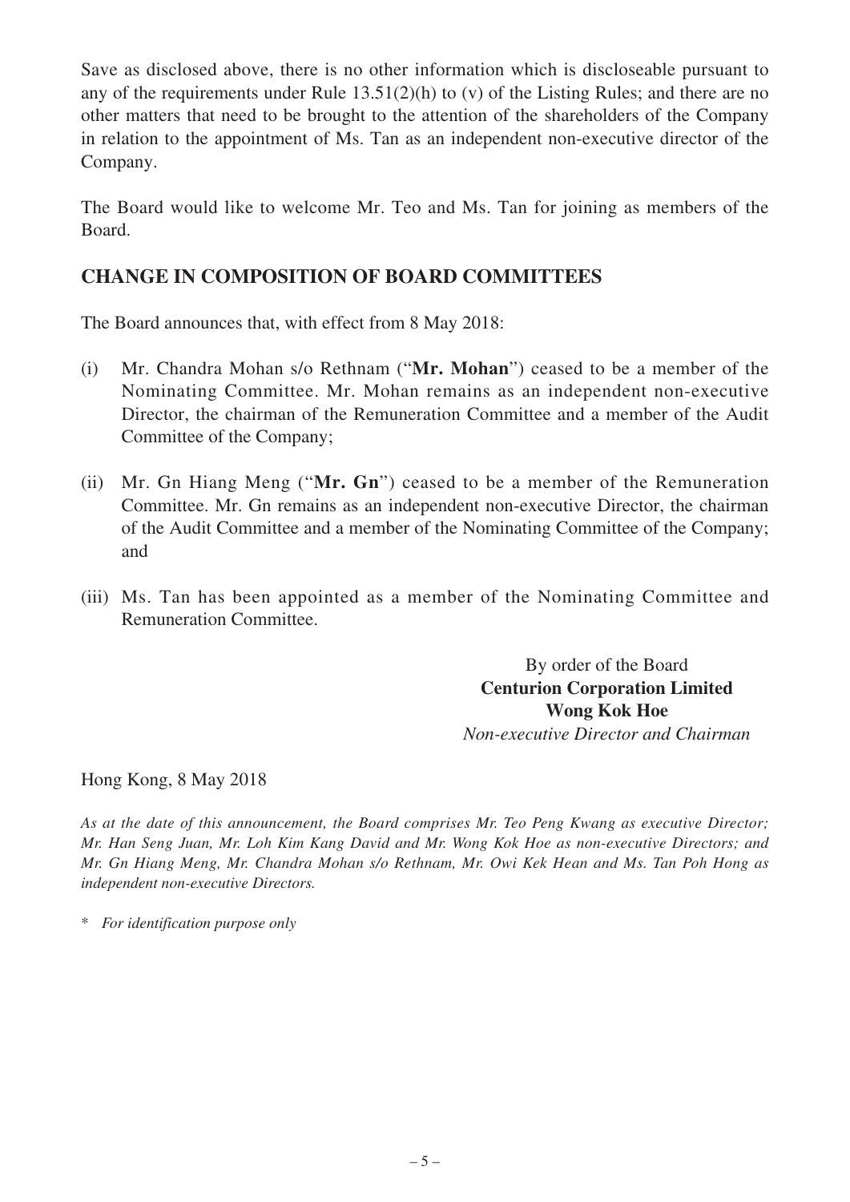Save as disclosed above, there is no other information which is discloseable pursuant to any of the requirements under Rule 13.51(2)(h) to (v) of the Listing Rules; and there are no other matters that need to be brought to the attention of the shareholders of the Company in relation to the appointment of Ms. Tan as an independent non-executive director of the Company.

The Board would like to welcome Mr. Teo and Ms. Tan for joining as members of the Board.

## CHANGE IN COMPOSITION OF BOARD COMMITTEES

The Board announces that, with effect from 8 May 2018:

(i) Mr. Chandra Mohan s/o Rethnam ("**Mr. Mohan**") ceased to be a member of the Nominating Committee. Mr. Mohan remains as an independent non-executive Director, the chairman of the Remuneration Committee and a member of the Audit Committee of the Company;

(ii) Mr. Gn Hiang Meng ("**Mr. Gn**") ceased to be a member of the Remuneration Committee. Mr. Gn remains as an independent non-executive Director, the chairman of the Audit Committee and a member of the Nominating Committee of the Company; and

(iii) Ms. Tan has been appointed as a member of the Nominating Committee and Remuneration Committee.

By order of the Board
**Centurion Corporation Limited**
**Wong Kok Hoe**
*Non-executive Director and Chairman*

Hong Kong, 8 May 2018

*As at the date of this announcement, the Board comprises Mr. Teo Peng Kwang as executive Director; Mr. Han Seng Juan, Mr. Loh Kim Kang David and Mr. Wong Kok Hoe as non-executive Directors; and Mr. Gn Hiang Meng, Mr. Chandra Mohan s/o Rethnam, Mr. Owi Kek Hean and Ms. Tan Poh Hong as independent non-executive Directors.*

\* *For identification purpose only*